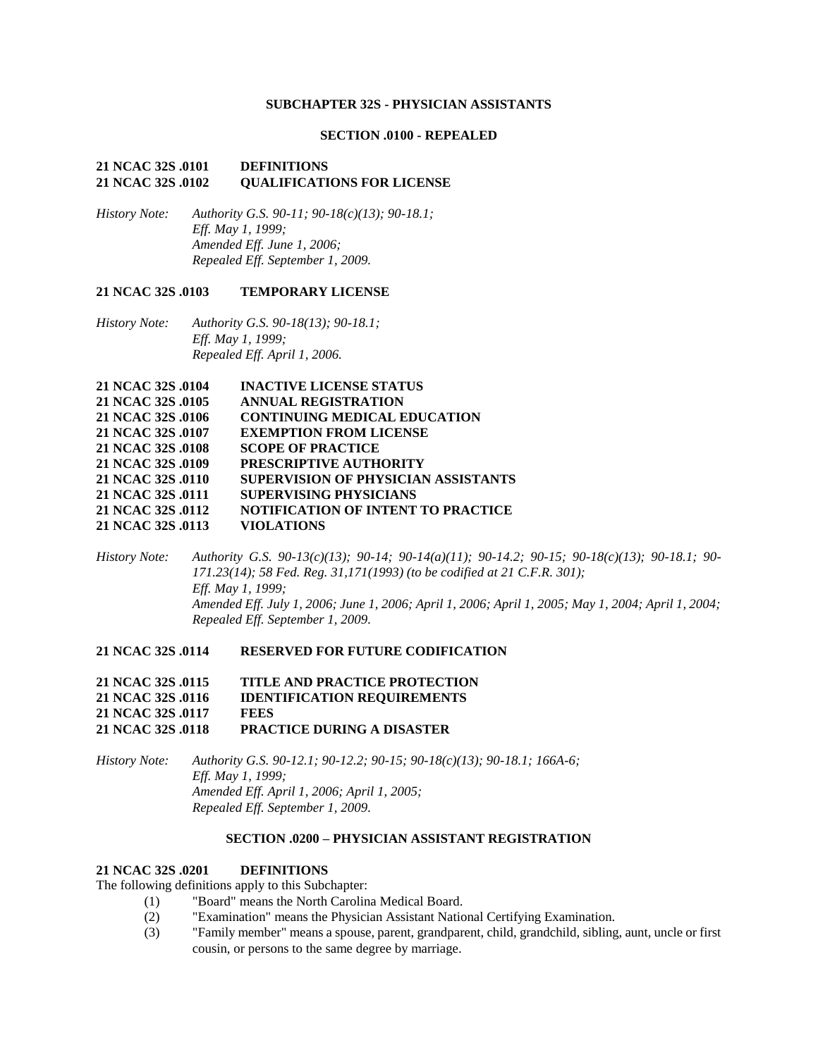## SUBCHAPTER 32S - PHYSICIAN ASSISTANTS

### SECTION .0100 - REPEALED

**21 NCAC 32S .0101 DEFINITIONS**
**21 NCAC 32S .0102 QUALIFICATIONS FOR LICENSE**

*History Note: Authority G.S. 90-11; 90-18(c)(13); 90-18.1;*
*Eff. May 1, 1999;*
*Amended Eff. June 1, 2006;*
*Repealed Eff. September 1, 2009.*

**21 NCAC 32S .0103 TEMPORARY LICENSE**

*History Note: Authority G.S. 90-18(13); 90-18.1;*
*Eff. May 1, 1999;*
*Repealed Eff. April 1, 2006.*

**21 NCAC 32S .0104 INACTIVE LICENSE STATUS**
**21 NCAC 32S .0105 ANNUAL REGISTRATION**
**21 NCAC 32S .0106 CONTINUING MEDICAL EDUCATION**
**21 NCAC 32S .0107 EXEMPTION FROM LICENSE**
**21 NCAC 32S .0108 SCOPE OF PRACTICE**
**21 NCAC 32S .0109 PRESCRIPTIVE AUTHORITY**
**21 NCAC 32S .0110 SUPERVISION OF PHYSICIAN ASSISTANTS**
**21 NCAC 32S .0111 SUPERVISING PHYSICIANS**
**21 NCAC 32S .0112 NOTIFICATION OF INTENT TO PRACTICE**
**21 NCAC 32S .0113 VIOLATIONS**

*History Note: Authority G.S. 90-13(c)(13); 90-14; 90-14(a)(11); 90-14.2; 90-15; 90-18(c)(13); 90-18.1; 90-171.23(14); 58 Fed. Reg. 31,171(1993) (to be codified at 21 C.F.R. 301);*
*Eff. May 1, 1999;*
*Amended Eff. July 1, 2006; June 1, 2006; April 1, 2006; April 1, 2005; May 1, 2004; April 1, 2004;*
*Repealed Eff. September 1, 2009.*

**21 NCAC 32S .0114 RESERVED FOR FUTURE CODIFICATION**

**21 NCAC 32S .0115 TITLE AND PRACTICE PROTECTION**
**21 NCAC 32S .0116 IDENTIFICATION REQUIREMENTS**
**21 NCAC 32S .0117 FEES**
**21 NCAC 32S .0118 PRACTICE DURING A DISASTER**

*History Note: Authority G.S. 90-12.1; 90-12.2; 90-15; 90-18(c)(13); 90-18.1; 166A-6;*
*Eff. May 1, 1999;*
*Amended Eff. April 1, 2006; April 1, 2005;*
*Repealed Eff. September 1, 2009.*

### SECTION .0200 – PHYSICIAN ASSISTANT REGISTRATION

**21 NCAC 32S .0201 DEFINITIONS**

The following definitions apply to this Subchapter:

(1) "Board" means the North Carolina Medical Board.
(2) "Examination" means the Physician Assistant National Certifying Examination.
(3) "Family member" means a spouse, parent, grandparent, child, grandchild, sibling, aunt, uncle or first cousin, or persons to the same degree by marriage.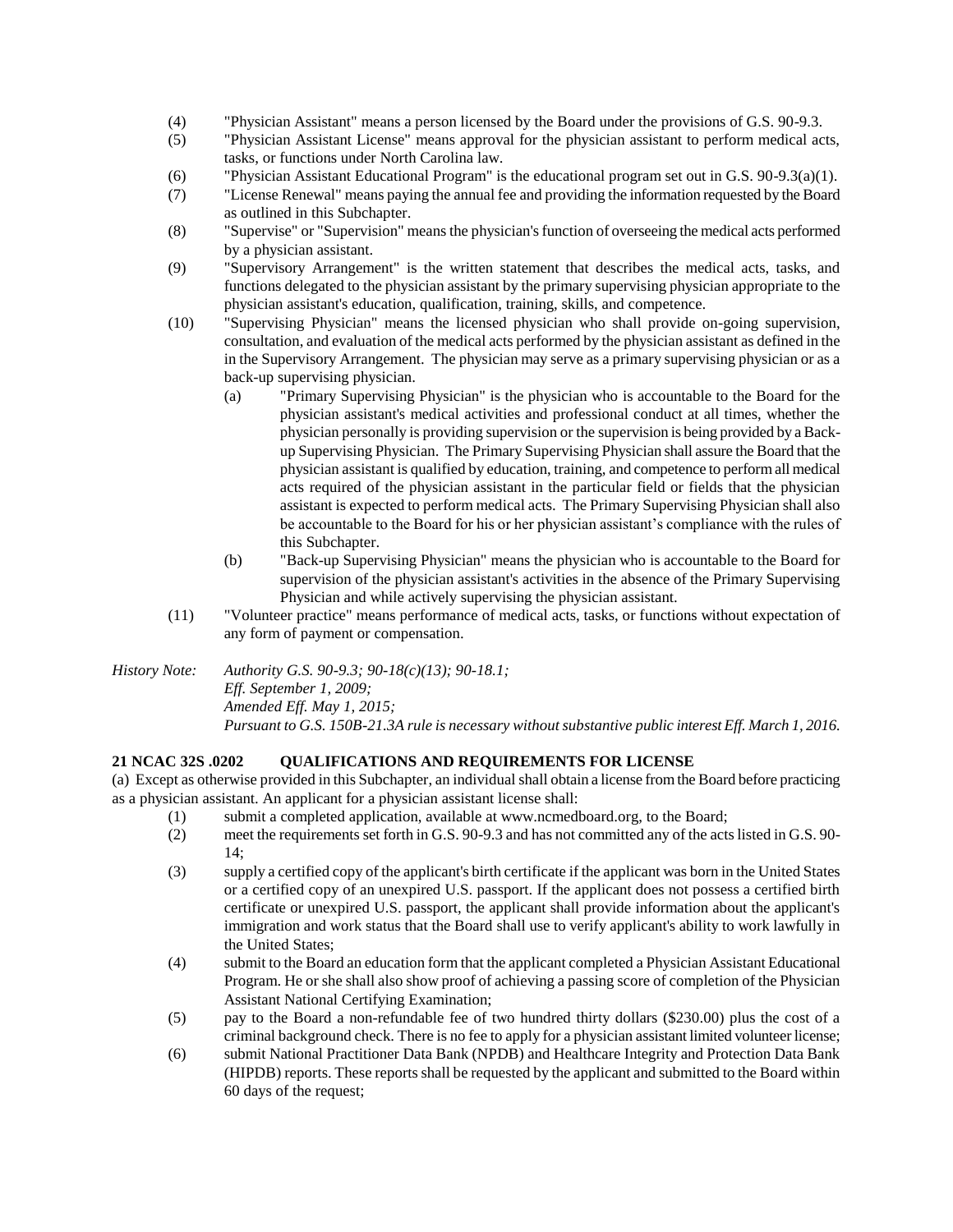(4) "Physician Assistant" means a person licensed by the Board under the provisions of G.S. 90-9.3.

(5) "Physician Assistant License" means approval for the physician assistant to perform medical acts, tasks, or functions under North Carolina law.

(6) "Physician Assistant Educational Program" is the educational program set out in G.S. 90-9.3(a)(1).

(7) "License Renewal" means paying the annual fee and providing the information requested by the Board as outlined in this Subchapter.

(8) "Supervise" or "Supervision" means the physician's function of overseeing the medical acts performed by a physician assistant.

(9) "Supervisory Arrangement" is the written statement that describes the medical acts, tasks, and functions delegated to the physician assistant by the primary supervising physician appropriate to the physician assistant's education, qualification, training, skills, and competence.

(10) "Supervising Physician" means the licensed physician who shall provide on-going supervision, consultation, and evaluation of the medical acts performed by the physician assistant as defined in the in the Supervisory Arrangement. The physician may serve as a primary supervising physician or as a back-up supervising physician.

  (a) "Primary Supervising Physician" is the physician who is accountable to the Board for the physician assistant's medical activities and professional conduct at all times, whether the physician personally is providing supervision or the supervision is being provided by a Back-up Supervising Physician. The Primary Supervising Physician shall assure the Board that the physician assistant is qualified by education, training, and competence to perform all medical acts required of the physician assistant in the particular field or fields that the physician assistant is expected to perform medical acts. The Primary Supervising Physician shall also be accountable to the Board for his or her physician assistant's compliance with the rules of this Subchapter.

  (b) "Back-up Supervising Physician" means the physician who is accountable to the Board for supervision of the physician assistant's activities in the absence of the Primary Supervising Physician and while actively supervising the physician assistant.

(11) "Volunteer practice" means performance of medical acts, tasks, or functions without expectation of any form of payment or compensation.

*History Note: Authority G.S. 90-9.3; 90-18(c)(13); 90-18.1;*
*Eff. September 1, 2009;*
*Amended Eff. May 1, 2015;*
*Pursuant to G.S. 150B-21.3A rule is necessary without substantive public interest Eff. March 1, 2016.*

**21 NCAC 32S .0202 QUALIFICATIONS AND REQUIREMENTS FOR LICENSE**

(a) Except as otherwise provided in this Subchapter, an individual shall obtain a license from the Board before practicing as a physician assistant. An applicant for a physician assistant license shall:

(1) submit a completed application, available at www.ncmedboard.org, to the Board;

(2) meet the requirements set forth in G.S. 90-9.3 and has not committed any of the acts listed in G.S. 90-14;

(3) supply a certified copy of the applicant's birth certificate if the applicant was born in the United States or a certified copy of an unexpired U.S. passport. If the applicant does not possess a certified birth certificate or unexpired U.S. passport, the applicant shall provide information about the applicant's immigration and work status that the Board shall use to verify applicant's ability to work lawfully in the United States;

(4) submit to the Board an education form that the applicant completed a Physician Assistant Educational Program. He or she shall also show proof of achieving a passing score of completion of the Physician Assistant National Certifying Examination;

(5) pay to the Board a non-refundable fee of two hundred thirty dollars ($230.00) plus the cost of a criminal background check. There is no fee to apply for a physician assistant limited volunteer license;

(6) submit National Practitioner Data Bank (NPDB) and Healthcare Integrity and Protection Data Bank (HIPDB) reports. These reports shall be requested by the applicant and submitted to the Board within 60 days of the request;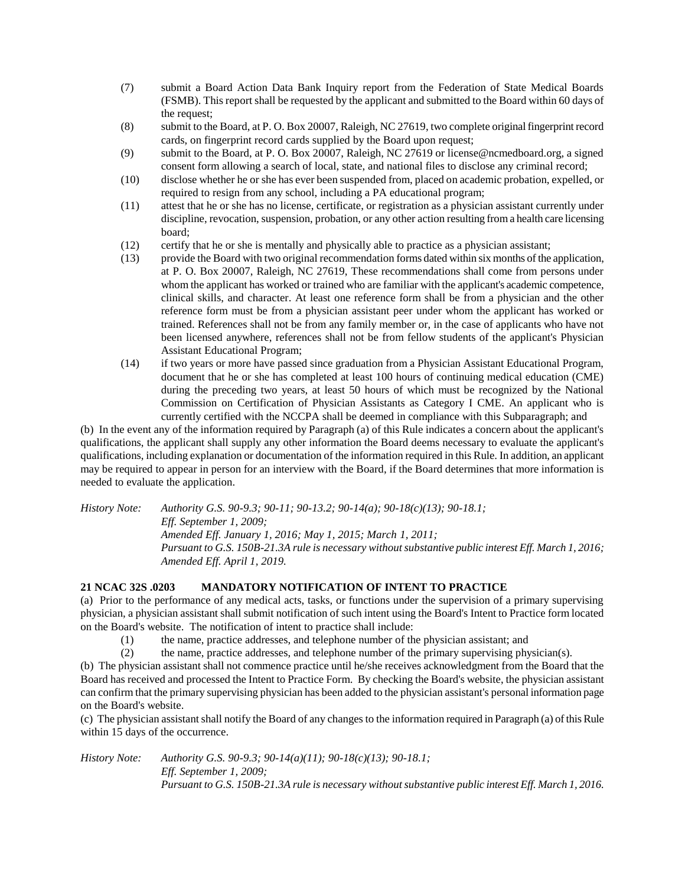(7) submit a Board Action Data Bank Inquiry report from the Federation of State Medical Boards (FSMB). This report shall be requested by the applicant and submitted to the Board within 60 days of the request;

(8) submit to the Board, at P. O. Box 20007, Raleigh, NC 27619, two complete original fingerprint record cards, on fingerprint record cards supplied by the Board upon request;

(9) submit to the Board, at P. O. Box 20007, Raleigh, NC 27619 or license@ncmedboard.org, a signed consent form allowing a search of local, state, and national files to disclose any criminal record;

(10) disclose whether he or she has ever been suspended from, placed on academic probation, expelled, or required to resign from any school, including a PA educational program;

(11) attest that he or she has no license, certificate, or registration as a physician assistant currently under discipline, revocation, suspension, probation, or any other action resulting from a health care licensing board;

(12) certify that he or she is mentally and physically able to practice as a physician assistant;

(13) provide the Board with two original recommendation forms dated within six months of the application, at P. O. Box 20007, Raleigh, NC 27619, These recommendations shall come from persons under whom the applicant has worked or trained who are familiar with the applicant's academic competence, clinical skills, and character. At least one reference form shall be from a physician and the other reference form must be from a physician assistant peer under whom the applicant has worked or trained. References shall not be from any family member or, in the case of applicants who have not been licensed anywhere, references shall not be from fellow students of the applicant's Physician Assistant Educational Program;

(14) if two years or more have passed since graduation from a Physician Assistant Educational Program, document that he or she has completed at least 100 hours of continuing medical education (CME) during the preceding two years, at least 50 hours of which must be recognized by the National Commission on Certification of Physician Assistants as Category I CME. An applicant who is currently certified with the NCCPA shall be deemed in compliance with this Subparagraph; and

(b) In the event any of the information required by Paragraph (a) of this Rule indicates a concern about the applicant's qualifications, the applicant shall supply any other information the Board deems necessary to evaluate the applicant's qualifications, including explanation or documentation of the information required in this Rule. In addition, an applicant may be required to appear in person for an interview with the Board, if the Board determines that more information is needed to evaluate the application.

*History Note: Authority G.S. 90-9.3; 90-11; 90-13.2; 90-14(a); 90-18(c)(13); 90-18.1;*
*Eff. September 1, 2009;*
*Amended Eff. January 1, 2016; May 1, 2015; March 1, 2011;*
*Pursuant to G.S. 150B-21.3A rule is necessary without substantive public interest Eff. March 1, 2016;*
*Amended Eff. April 1, 2019.*

**21 NCAC 32S .0203 MANDATORY NOTIFICATION OF INTENT TO PRACTICE**

(a) Prior to the performance of any medical acts, tasks, or functions under the supervision of a primary supervising physician, a physician assistant shall submit notification of such intent using the Board's Intent to Practice form located on the Board's website. The notification of intent to practice shall include:

(1) the name, practice addresses, and telephone number of the physician assistant; and

(2) the name, practice addresses, and telephone number of the primary supervising physician(s).

(b) The physician assistant shall not commence practice until he/she receives acknowledgment from the Board that the Board has received and processed the Intent to Practice Form. By checking the Board's website, the physician assistant can confirm that the primary supervising physician has been added to the physician assistant's personal information page on the Board's website.

(c) The physician assistant shall notify the Board of any changes to the information required in Paragraph (a) of this Rule within 15 days of the occurrence.

*History Note: Authority G.S. 90-9.3; 90-14(a)(11); 90-18(c)(13); 90-18.1;*
*Eff. September 1, 2009;*
*Pursuant to G.S. 150B-21.3A rule is necessary without substantive public interest Eff. March 1, 2016.*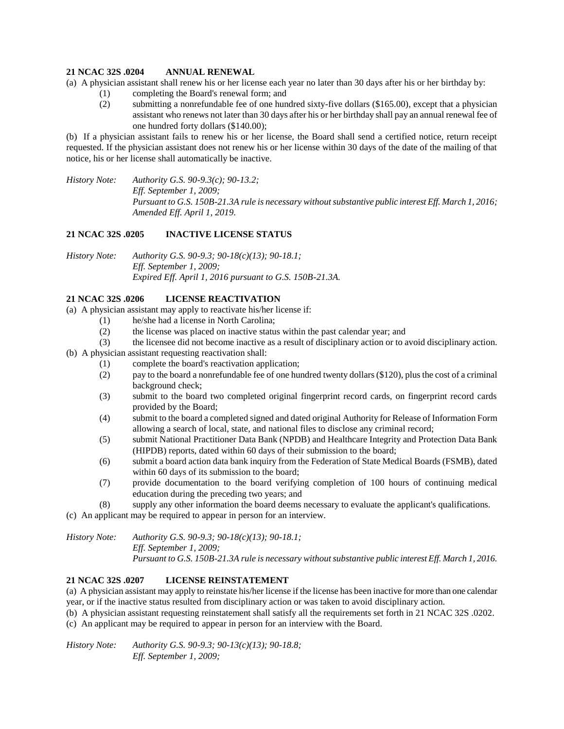## 21 NCAC 32S .0204 ANNUAL RENEWAL

(a) A physician assistant shall renew his or her license each year no later than 30 days after his or her birthday by:

(1) completing the Board's renewal form; and

(2) submitting a nonrefundable fee of one hundred sixty-five dollars ($165.00), except that a physician assistant who renews not later than 30 days after his or her birthday shall pay an annual renewal fee of one hundred forty dollars ($140.00);

(b) If a physician assistant fails to renew his or her license, the Board shall send a certified notice, return receipt requested. If the physician assistant does not renew his or her license within 30 days of the date of the mailing of that notice, his or her license shall automatically be inactive.

*History Note: Authority G.S. 90-9.3(c); 90-13.2;*
*Eff. September 1, 2009;*
*Pursuant to G.S. 150B-21.3A rule is necessary without substantive public interest Eff. March 1, 2016;*
*Amended Eff. April 1, 2019.*

## 21 NCAC 32S .0205 INACTIVE LICENSE STATUS

*History Note: Authority G.S. 90-9.3; 90-18(c)(13); 90-18.1;*
*Eff. September 1, 2009;*
*Expired Eff. April 1, 2016 pursuant to G.S. 150B-21.3A.*

## 21 NCAC 32S .0206 LICENSE REACTIVATION

(a) A physician assistant may apply to reactivate his/her license if:

(1) he/she had a license in North Carolina;

(2) the license was placed on inactive status within the past calendar year; and

(3) the licensee did not become inactive as a result of disciplinary action or to avoid disciplinary action.

(b) A physician assistant requesting reactivation shall:

(1) complete the board's reactivation application;

(2) pay to the board a nonrefundable fee of one hundred twenty dollars ($120), plus the cost of a criminal background check;

(3) submit to the board two completed original fingerprint record cards, on fingerprint record cards provided by the Board;

(4) submit to the board a completed signed and dated original Authority for Release of Information Form allowing a search of local, state, and national files to disclose any criminal record;

(5) submit National Practitioner Data Bank (NPDB) and Healthcare Integrity and Protection Data Bank (HIPDB) reports, dated within 60 days of their submission to the board;

(6) submit a board action data bank inquiry from the Federation of State Medical Boards (FSMB), dated within 60 days of its submission to the board;

(7) provide documentation to the board verifying completion of 100 hours of continuing medical education during the preceding two years; and

(8) supply any other information the board deems necessary to evaluate the applicant's qualifications.

(c) An applicant may be required to appear in person for an interview.

*History Note: Authority G.S. 90-9.3; 90-18(c)(13); 90-18.1;*
*Eff. September 1, 2009;*
*Pursuant to G.S. 150B-21.3A rule is necessary without substantive public interest Eff. March 1, 2016.*

## 21 NCAC 32S .0207 LICENSE REINSTATEMENT

(a) A physician assistant may apply to reinstate his/her license if the license has been inactive for more than one calendar year, or if the inactive status resulted from disciplinary action or was taken to avoid disciplinary action.

(b) A physician assistant requesting reinstatement shall satisfy all the requirements set forth in 21 NCAC 32S .0202.

(c) An applicant may be required to appear in person for an interview with the Board.

*History Note: Authority G.S. 90-9.3; 90-13(c)(13); 90-18.8;*
*Eff. September 1, 2009;*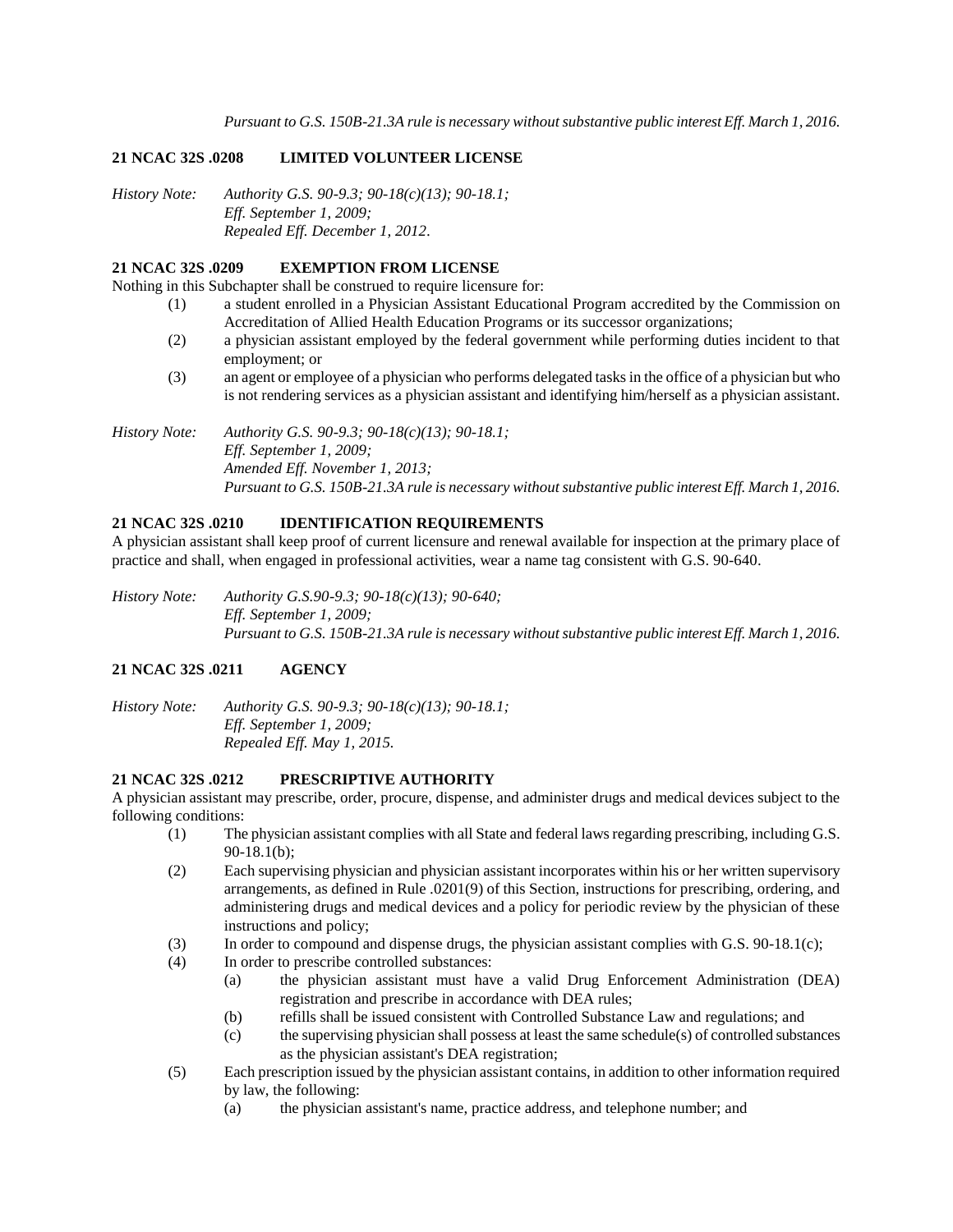*Pursuant to G.S. 150B-21.3A rule is necessary without substantive public interest Eff. March 1, 2016.*

**21 NCAC 32S .0208 LIMITED VOLUNTEER LICENSE**

*History Note: Authority G.S. 90-9.3; 90-18(c)(13); 90-18.1;*
*Eff. September 1, 2009;*
*Repealed Eff. December 1, 2012.*

**21 NCAC 32S .0209 EXEMPTION FROM LICENSE**

Nothing in this Subchapter shall be construed to require licensure for:

(1) a student enrolled in a Physician Assistant Educational Program accredited by the Commission on Accreditation of Allied Health Education Programs or its successor organizations;

(2) a physician assistant employed by the federal government while performing duties incident to that employment; or

(3) an agent or employee of a physician who performs delegated tasks in the office of a physician but who is not rendering services as a physician assistant and identifying him/herself as a physician assistant.

*History Note: Authority G.S. 90-9.3; 90-18(c)(13); 90-18.1;*
*Eff. September 1, 2009;*
*Amended Eff. November 1, 2013;*
*Pursuant to G.S. 150B-21.3A rule is necessary without substantive public interest Eff. March 1, 2016.*

**21 NCAC 32S .0210 IDENTIFICATION REQUIREMENTS**

A physician assistant shall keep proof of current licensure and renewal available for inspection at the primary place of practice and shall, when engaged in professional activities, wear a name tag consistent with G.S. 90-640.

*History Note: Authority G.S.90-9.3; 90-18(c)(13); 90-640;*
*Eff. September 1, 2009;*
*Pursuant to G.S. 150B-21.3A rule is necessary without substantive public interest Eff. March 1, 2016.*

**21 NCAC 32S .0211 AGENCY**

*History Note: Authority G.S. 90-9.3; 90-18(c)(13); 90-18.1;*
*Eff. September 1, 2009;*
*Repealed Eff. May 1, 2015.*

**21 NCAC 32S .0212 PRESCRIPTIVE AUTHORITY**

A physician assistant may prescribe, order, procure, dispense, and administer drugs and medical devices subject to the following conditions:

(1) The physician assistant complies with all State and federal laws regarding prescribing, including G.S. 90-18.1(b);

(2) Each supervising physician and physician assistant incorporates within his or her written supervisory arrangements, as defined in Rule .0201(9) of this Section, instructions for prescribing, ordering, and administering drugs and medical devices and a policy for periodic review by the physician of these instructions and policy;

(3) In order to compound and dispense drugs, the physician assistant complies with G.S. 90-18.1(c);

(4) In order to prescribe controlled substances:
   (a) the physician assistant must have a valid Drug Enforcement Administration (DEA) registration and prescribe in accordance with DEA rules;
   (b) refills shall be issued consistent with Controlled Substance Law and regulations; and
   (c) the supervising physician shall possess at least the same schedule(s) of controlled substances as the physician assistant's DEA registration;

(5) Each prescription issued by the physician assistant contains, in addition to other information required by law, the following:
   (a) the physician assistant's name, practice address, and telephone number; and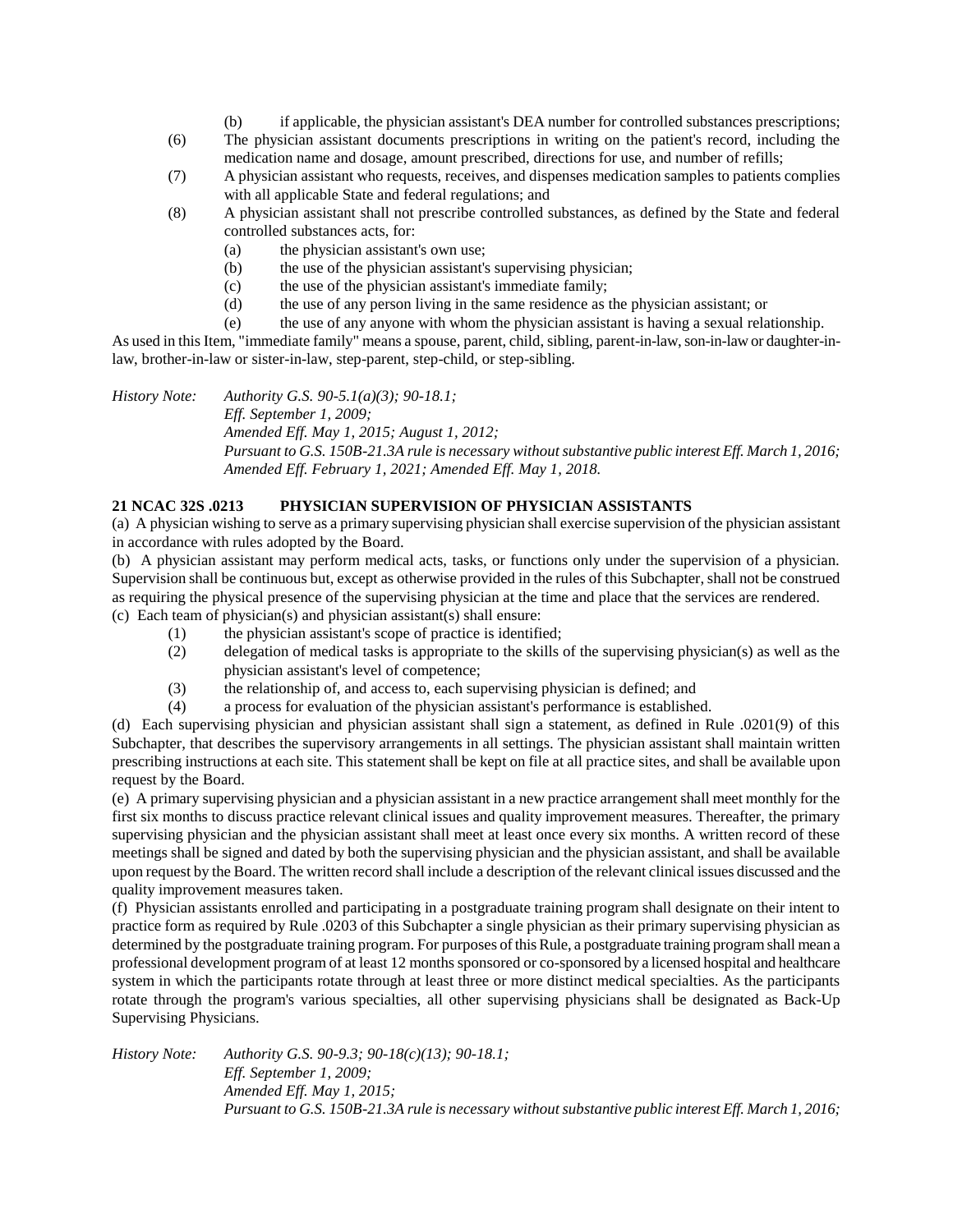(b) if applicable, the physician assistant's DEA number for controlled substances prescriptions;

(6) The physician assistant documents prescriptions in writing on the patient's record, including the medication name and dosage, amount prescribed, directions for use, and number of refills;

(7) A physician assistant who requests, receives, and dispenses medication samples to patients complies with all applicable State and federal regulations; and

(8) A physician assistant shall not prescribe controlled substances, as defined by the State and federal controlled substances acts, for:

(a) the physician assistant's own use;

(b) the use of the physician assistant's supervising physician;

(c) the use of the physician assistant's immediate family;

(d) the use of any person living in the same residence as the physician assistant; or

(e) the use of any anyone with whom the physician assistant is having a sexual relationship.

As used in this Item, "immediate family" means a spouse, parent, child, sibling, parent-in-law, son-in-law or daughter-in-law, brother-in-law or sister-in-law, step-parent, step-child, or step-sibling.

*History Note: Authority G.S. 90-5.1(a)(3); 90-18.1;*
*Eff. September 1, 2009;*
*Amended Eff. May 1, 2015; August 1, 2012;*
*Pursuant to G.S. 150B-21.3A rule is necessary without substantive public interest Eff. March 1, 2016;*
*Amended Eff. February 1, 2021; Amended Eff. May 1, 2018.*

**21 NCAC 32S .0213 PHYSICIAN SUPERVISION OF PHYSICIAN ASSISTANTS**

(a) A physician wishing to serve as a primary supervising physician shall exercise supervision of the physician assistant in accordance with rules adopted by the Board.

(b) A physician assistant may perform medical acts, tasks, or functions only under the supervision of a physician. Supervision shall be continuous but, except as otherwise provided in the rules of this Subchapter, shall not be construed as requiring the physical presence of the supervising physician at the time and place that the services are rendered.

(c) Each team of physician(s) and physician assistant(s) shall ensure:

(1) the physician assistant's scope of practice is identified;

(2) delegation of medical tasks is appropriate to the skills of the supervising physician(s) as well as the physician assistant's level of competence;

(3) the relationship of, and access to, each supervising physician is defined; and

(4) a process for evaluation of the physician assistant's performance is established.

(d) Each supervising physician and physician assistant shall sign a statement, as defined in Rule .0201(9) of this Subchapter, that describes the supervisory arrangements in all settings. The physician assistant shall maintain written prescribing instructions at each site. This statement shall be kept on file at all practice sites, and shall be available upon request by the Board.

(e) A primary supervising physician and a physician assistant in a new practice arrangement shall meet monthly for the first six months to discuss practice relevant clinical issues and quality improvement measures. Thereafter, the primary supervising physician and the physician assistant shall meet at least once every six months. A written record of these meetings shall be signed and dated by both the supervising physician and the physician assistant, and shall be available upon request by the Board. The written record shall include a description of the relevant clinical issues discussed and the quality improvement measures taken.

(f) Physician assistants enrolled and participating in a postgraduate training program shall designate on their intent to practice form as required by Rule .0203 of this Subchapter a single physician as their primary supervising physician as determined by the postgraduate training program. For purposes of this Rule, a postgraduate training program shall mean a professional development program of at least 12 months sponsored or co-sponsored by a licensed hospital and healthcare system in which the participants rotate through at least three or more distinct medical specialties. As the participants rotate through the program's various specialties, all other supervising physicians shall be designated as Back-Up Supervising Physicians.

*History Note: Authority G.S. 90-9.3; 90-18(c)(13); 90-18.1;*
*Eff. September 1, 2009;*
*Amended Eff. May 1, 2015;*
*Pursuant to G.S. 150B-21.3A rule is necessary without substantive public interest Eff. March 1, 2016;*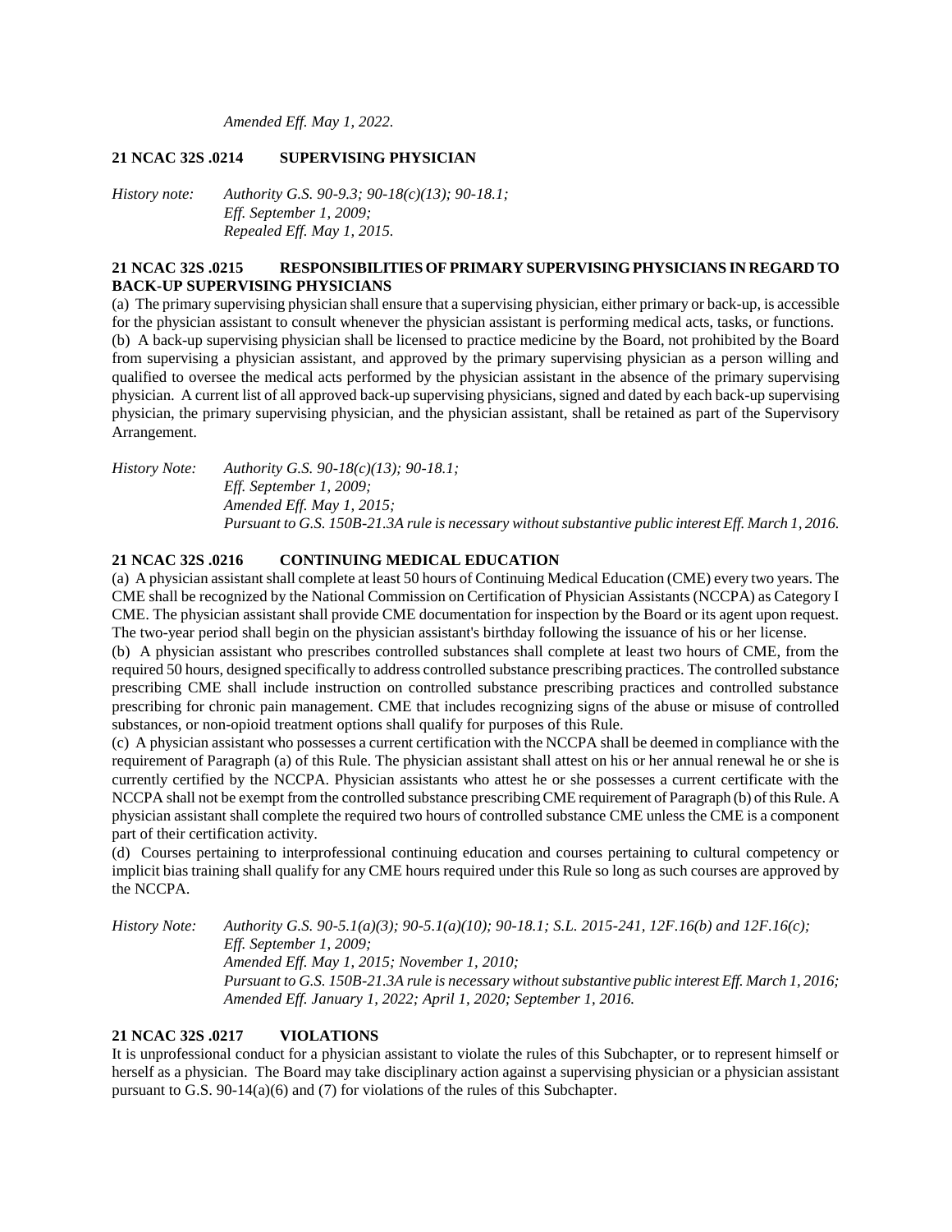*Amended Eff. May 1, 2022.*

### 21 NCAC 32S .0214 SUPERVISING PHYSICIAN

*History note: Authority G.S. 90-9.3; 90-18(c)(13); 90-18.1;*
*Eff. September 1, 2009;*
*Repealed Eff. May 1, 2015.*

### 21 NCAC 32S .0215 RESPONSIBILITIES OF PRIMARY SUPERVISING PHYSICIANS IN REGARD TO BACK-UP SUPERVISING PHYSICIANS

(a) The primary supervising physician shall ensure that a supervising physician, either primary or back-up, is accessible for the physician assistant to consult whenever the physician assistant is performing medical acts, tasks, or functions.

(b) A back-up supervising physician shall be licensed to practice medicine by the Board, not prohibited by the Board from supervising a physician assistant, and approved by the primary supervising physician as a person willing and qualified to oversee the medical acts performed by the physician assistant in the absence of the primary supervising physician. A current list of all approved back-up supervising physicians, signed and dated by each back-up supervising physician, the primary supervising physician, and the physician assistant, shall be retained as part of the Supervisory Arrangement.

*History Note: Authority G.S. 90-18(c)(13); 90-18.1;*
*Eff. September 1, 2009;*
*Amended Eff. May 1, 2015;*
*Pursuant to G.S. 150B-21.3A rule is necessary without substantive public interest Eff. March 1, 2016.*

### 21 NCAC 32S .0216 CONTINUING MEDICAL EDUCATION

(a) A physician assistant shall complete at least 50 hours of Continuing Medical Education (CME) every two years. The CME shall be recognized by the National Commission on Certification of Physician Assistants (NCCPA) as Category I CME. The physician assistant shall provide CME documentation for inspection by the Board or its agent upon request. The two-year period shall begin on the physician assistant's birthday following the issuance of his or her license.

(b) A physician assistant who prescribes controlled substances shall complete at least two hours of CME, from the required 50 hours, designed specifically to address controlled substance prescribing practices. The controlled substance prescribing CME shall include instruction on controlled substance prescribing practices and controlled substance prescribing for chronic pain management. CME that includes recognizing signs of the abuse or misuse of controlled substances, or non-opioid treatment options shall qualify for purposes of this Rule.

(c) A physician assistant who possesses a current certification with the NCCPA shall be deemed in compliance with the requirement of Paragraph (a) of this Rule. The physician assistant shall attest on his or her annual renewal he or she is currently certified by the NCCPA. Physician assistants who attest he or she possesses a current certificate with the NCCPA shall not be exempt from the controlled substance prescribing CME requirement of Paragraph (b) of this Rule. A physician assistant shall complete the required two hours of controlled substance CME unless the CME is a component part of their certification activity.

(d) Courses pertaining to interprofessional continuing education and courses pertaining to cultural competency or implicit bias training shall qualify for any CME hours required under this Rule so long as such courses are approved by the NCCPA.

*History Note: Authority G.S. 90-5.1(a)(3); 90-5.1(a)(10); 90-18.1; S.L. 2015-241, 12F.16(b) and 12F.16(c);*
*Eff. September 1, 2009;*
*Amended Eff. May 1, 2015; November 1, 2010;*
*Pursuant to G.S. 150B-21.3A rule is necessary without substantive public interest Eff. March 1, 2016;*
*Amended Eff. January 1, 2022; April 1, 2020; September 1, 2016.*

### 21 NCAC 32S .0217 VIOLATIONS

It is unprofessional conduct for a physician assistant to violate the rules of this Subchapter, or to represent himself or herself as a physician. The Board may take disciplinary action against a supervising physician or a physician assistant pursuant to G.S. 90-14(a)(6) and (7) for violations of the rules of this Subchapter.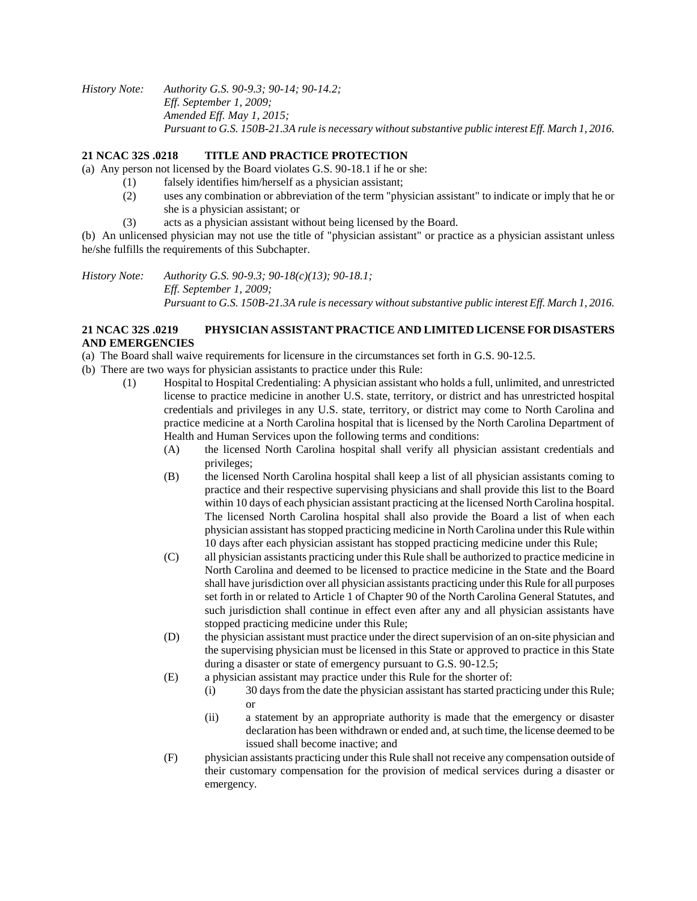*History Note: Authority G.S. 90-9.3; 90-14; 90-14.2;*
*Eff. September 1, 2009;*
*Amended Eff. May 1, 2015;*
*Pursuant to G.S. 150B-21.3A rule is necessary without substantive public interest Eff. March 1, 2016.*

**21 NCAC 32S .0218 TITLE AND PRACTICE PROTECTION**

(a) Any person not licensed by the Board violates G.S. 90-18.1 if he or she:

- (1) falsely identifies him/herself as a physician assistant;
- (2) uses any combination or abbreviation of the term "physician assistant" to indicate or imply that he or she is a physician assistant; or
- (3) acts as a physician assistant without being licensed by the Board.

(b) An unlicensed physician may not use the title of "physician assistant" or practice as a physician assistant unless he/she fulfills the requirements of this Subchapter.

*History Note: Authority G.S. 90-9.3; 90-18(c)(13); 90-18.1;*
*Eff. September 1, 2009;*
*Pursuant to G.S. 150B-21.3A rule is necessary without substantive public interest Eff. March 1, 2016.*

**21 NCAC 32S .0219 PHYSICIAN ASSISTANT PRACTICE AND LIMITED LICENSE FOR DISASTERS AND EMERGENCIES**

(a) The Board shall waive requirements for licensure in the circumstances set forth in G.S. 90-12.5.

(b) There are two ways for physician assistants to practice under this Rule:

- (1) Hospital to Hospital Credentialing: A physician assistant who holds a full, unlimited, and unrestricted license to practice medicine in another U.S. state, territory, or district and has unrestricted hospital credentials and privileges in any U.S. state, territory, or district may come to North Carolina and practice medicine at a North Carolina hospital that is licensed by the North Carolina Department of Health and Human Services upon the following terms and conditions:
  - (A) the licensed North Carolina hospital shall verify all physician assistant credentials and privileges;
  - (B) the licensed North Carolina hospital shall keep a list of all physician assistants coming to practice and their respective supervising physicians and shall provide this list to the Board within 10 days of each physician assistant practicing at the licensed North Carolina hospital. The licensed North Carolina hospital shall also provide the Board a list of when each physician assistant has stopped practicing medicine in North Carolina under this Rule within 10 days after each physician assistant has stopped practicing medicine under this Rule;
  - (C) all physician assistants practicing under this Rule shall be authorized to practice medicine in North Carolina and deemed to be licensed to practice medicine in the State and the Board shall have jurisdiction over all physician assistants practicing under this Rule for all purposes set forth in or related to Article 1 of Chapter 90 of the North Carolina General Statutes, and such jurisdiction shall continue in effect even after any and all physician assistants have stopped practicing medicine under this Rule;
  - (D) the physician assistant must practice under the direct supervision of an on-site physician and the supervising physician must be licensed in this State or approved to practice in this State during a disaster or state of emergency pursuant to G.S. 90-12.5;
  - (E) a physician assistant may practice under this Rule for the shorter of:
    - (i) 30 days from the date the physician assistant has started practicing under this Rule; or
    - (ii) a statement by an appropriate authority is made that the emergency or disaster declaration has been withdrawn or ended and, at such time, the license deemed to be issued shall become inactive; and
  - (F) physician assistants practicing under this Rule shall not receive any compensation outside of their customary compensation for the provision of medical services during a disaster or emergency.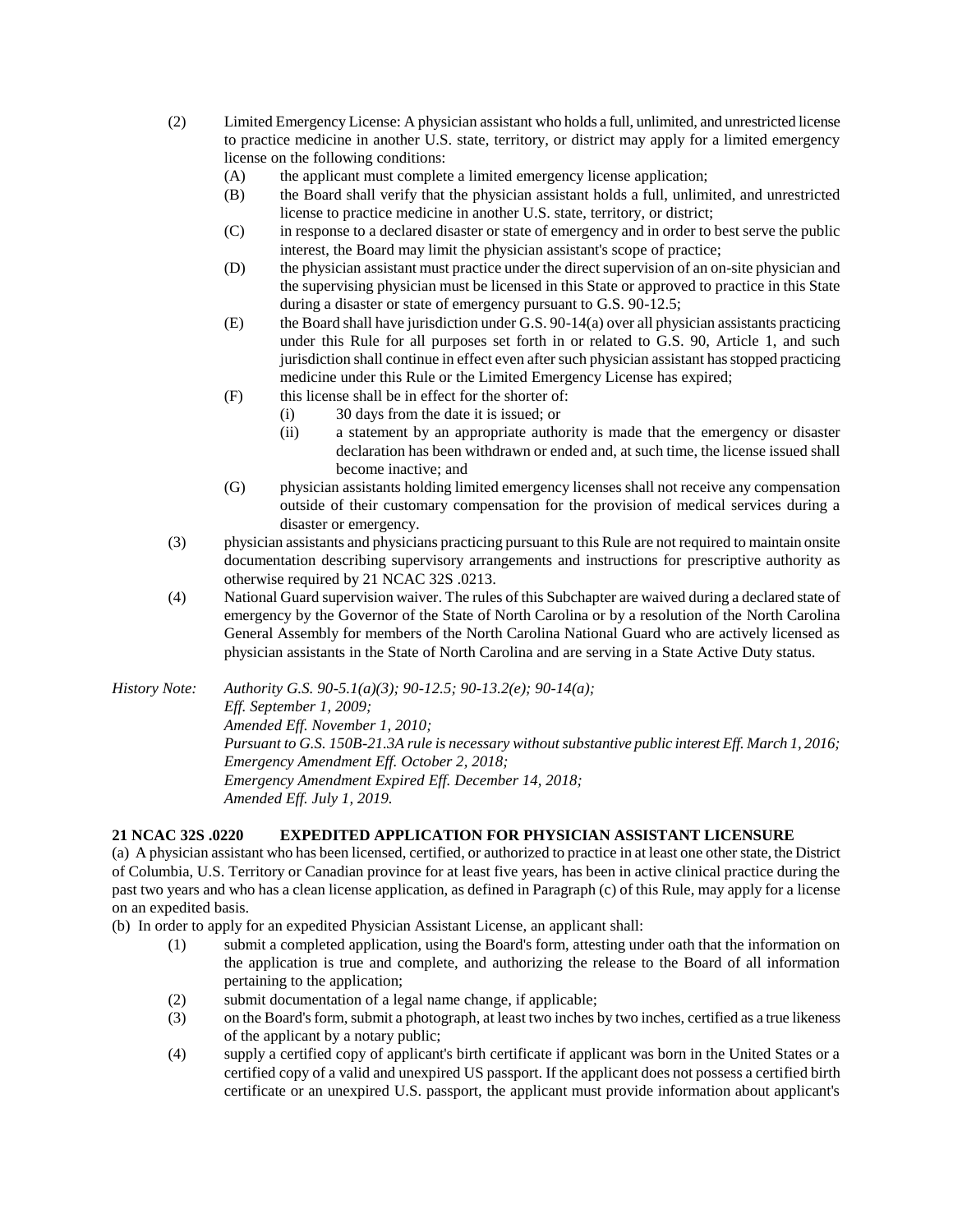(2) Limited Emergency License: A physician assistant who holds a full, unlimited, and unrestricted license to practice medicine in another U.S. state, territory, or district may apply for a limited emergency license on the following conditions:

   (A) the applicant must complete a limited emergency license application;

   (B) the Board shall verify that the physician assistant holds a full, unlimited, and unrestricted license to practice medicine in another U.S. state, territory, or district;

   (C) in response to a declared disaster or state of emergency and in order to best serve the public interest, the Board may limit the physician assistant's scope of practice;

   (D) the physician assistant must practice under the direct supervision of an on-site physician and the supervising physician must be licensed in this State or approved to practice in this State during a disaster or state of emergency pursuant to G.S. 90-12.5;

   (E) the Board shall have jurisdiction under G.S. 90-14(a) over all physician assistants practicing under this Rule for all purposes set forth in or related to G.S. 90, Article 1, and such jurisdiction shall continue in effect even after such physician assistant has stopped practicing medicine under this Rule or the Limited Emergency License has expired;

   (F) this license shall be in effect for the shorter of:

      (i) 30 days from the date it is issued; or

      (ii) a statement by an appropriate authority is made that the emergency or disaster declaration has been withdrawn or ended and, at such time, the license issued shall become inactive; and

   (G) physician assistants holding limited emergency licenses shall not receive any compensation outside of their customary compensation for the provision of medical services during a disaster or emergency.

(3) physician assistants and physicians practicing pursuant to this Rule are not required to maintain onsite documentation describing supervisory arrangements and instructions for prescriptive authority as otherwise required by 21 NCAC 32S .0213.

(4) National Guard supervision waiver. The rules of this Subchapter are waived during a declared state of emergency by the Governor of the State of North Carolina or by a resolution of the North Carolina General Assembly for members of the North Carolina National Guard who are actively licensed as physician assistants in the State of North Carolina and are serving in a State Active Duty status.

*History Note: Authority G.S. 90-5.1(a)(3); 90-12.5; 90-13.2(e); 90-14(a);*
*Eff. September 1, 2009;*
*Amended Eff. November 1, 2010;*
*Pursuant to G.S. 150B-21.3A rule is necessary without substantive public interest Eff. March 1, 2016;*
*Emergency Amendment Eff. October 2, 2018;*
*Emergency Amendment Expired Eff. December 14, 2018;*
*Amended Eff. July 1, 2019.*

**21 NCAC 32S .0220 EXPEDITED APPLICATION FOR PHYSICIAN ASSISTANT LICENSURE**

(a) A physician assistant who has been licensed, certified, or authorized to practice in at least one other state, the District of Columbia, U.S. Territory or Canadian province for at least five years, has been in active clinical practice during the past two years and who has a clean license application, as defined in Paragraph (c) of this Rule, may apply for a license on an expedited basis.

(b) In order to apply for an expedited Physician Assistant License, an applicant shall:

(1) submit a completed application, using the Board's form, attesting under oath that the information on the application is true and complete, and authorizing the release to the Board of all information pertaining to the application;

(2) submit documentation of a legal name change, if applicable;

(3) on the Board's form, submit a photograph, at least two inches by two inches, certified as a true likeness of the applicant by a notary public;

(4) supply a certified copy of applicant's birth certificate if applicant was born in the United States or a certified copy of a valid and unexpired US passport. If the applicant does not possess a certified birth certificate or an unexpired U.S. passport, the applicant must provide information about applicant's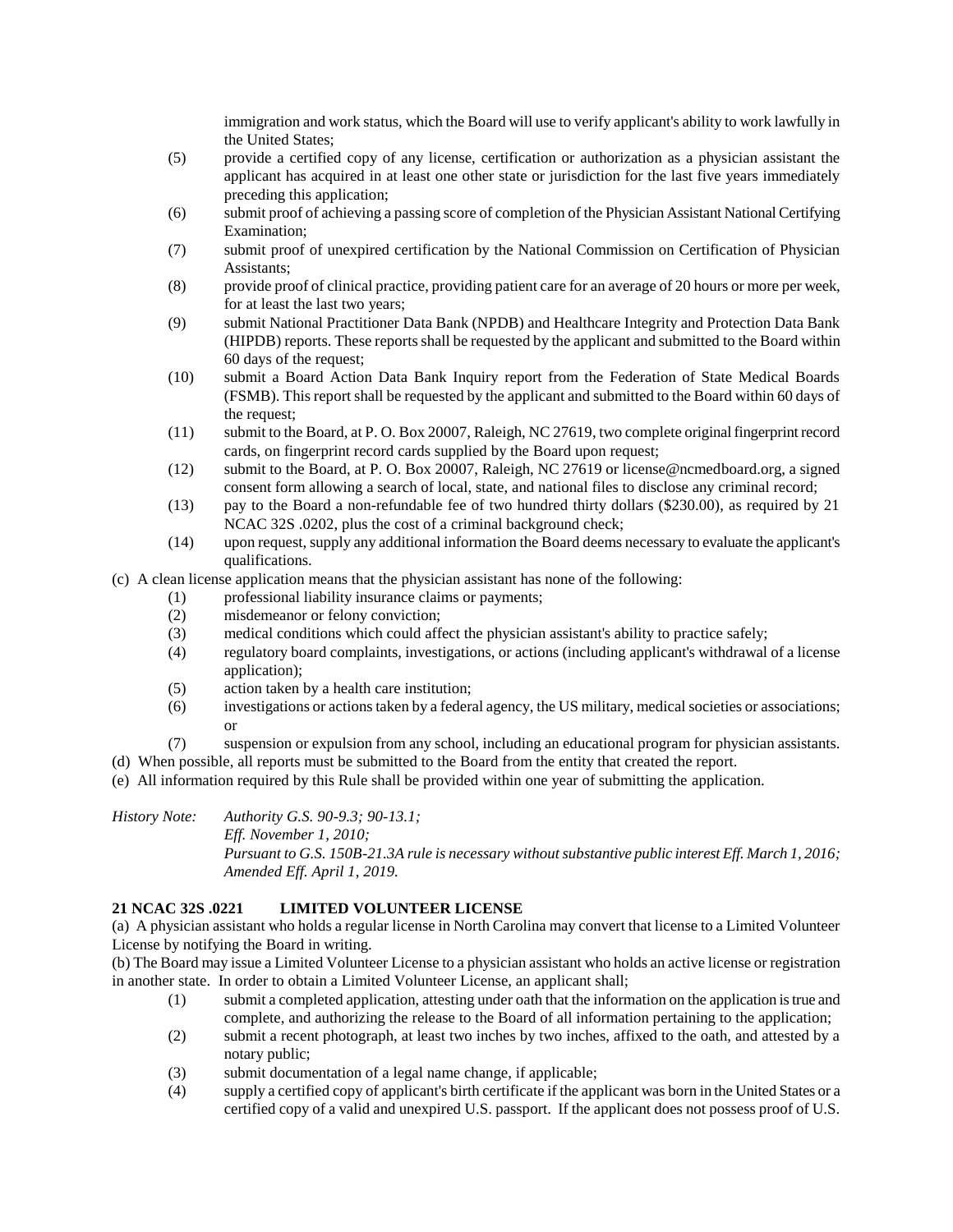immigration and work status, which the Board will use to verify applicant's ability to work lawfully in the United States;

(5) provide a certified copy of any license, certification or authorization as a physician assistant the applicant has acquired in at least one other state or jurisdiction for the last five years immediately preceding this application;

(6) submit proof of achieving a passing score of completion of the Physician Assistant National Certifying Examination;

(7) submit proof of unexpired certification by the National Commission on Certification of Physician Assistants;

(8) provide proof of clinical practice, providing patient care for an average of 20 hours or more per week, for at least the last two years;

(9) submit National Practitioner Data Bank (NPDB) and Healthcare Integrity and Protection Data Bank (HIPDB) reports. These reports shall be requested by the applicant and submitted to the Board within 60 days of the request;

(10) submit a Board Action Data Bank Inquiry report from the Federation of State Medical Boards (FSMB). This report shall be requested by the applicant and submitted to the Board within 60 days of the request;

(11) submit to the Board, at P. O. Box 20007, Raleigh, NC 27619, two complete original fingerprint record cards, on fingerprint record cards supplied by the Board upon request;

(12) submit to the Board, at P. O. Box 20007, Raleigh, NC 27619 or license@ncmedboard.org, a signed consent form allowing a search of local, state, and national files to disclose any criminal record;

(13) pay to the Board a non-refundable fee of two hundred thirty dollars ($230.00), as required by 21 NCAC 32S .0202, plus the cost of a criminal background check;

(14) upon request, supply any additional information the Board deems necessary to evaluate the applicant's qualifications.

(c) A clean license application means that the physician assistant has none of the following:

(1) professional liability insurance claims or payments;

(2) misdemeanor or felony conviction;

(3) medical conditions which could affect the physician assistant's ability to practice safely;

(4) regulatory board complaints, investigations, or actions (including applicant's withdrawal of a license application);

(5) action taken by a health care institution;

(6) investigations or actions taken by a federal agency, the US military, medical societies or associations; or

(7) suspension or expulsion from any school, including an educational program for physician assistants.

(d) When possible, all reports must be submitted to the Board from the entity that created the report.

(e) All information required by this Rule shall be provided within one year of submitting the application.

*History Note: Authority G.S. 90-9.3; 90-13.1;*
*Eff. November 1, 2010;*
*Pursuant to G.S. 150B-21.3A rule is necessary without substantive public interest Eff. March 1, 2016;*
*Amended Eff. April 1, 2019.*

**21 NCAC 32S .0221 LIMITED VOLUNTEER LICENSE**

(a) A physician assistant who holds a regular license in North Carolina may convert that license to a Limited Volunteer License by notifying the Board in writing.

(b) The Board may issue a Limited Volunteer License to a physician assistant who holds an active license or registration in another state. In order to obtain a Limited Volunteer License, an applicant shall;

(1) submit a completed application, attesting under oath that the information on the application is true and complete, and authorizing the release to the Board of all information pertaining to the application;

(2) submit a recent photograph, at least two inches by two inches, affixed to the oath, and attested by a notary public;

(3) submit documentation of a legal name change, if applicable;

(4) supply a certified copy of applicant's birth certificate if the applicant was born in the United States or a certified copy of a valid and unexpired U.S. passport. If the applicant does not possess proof of U.S.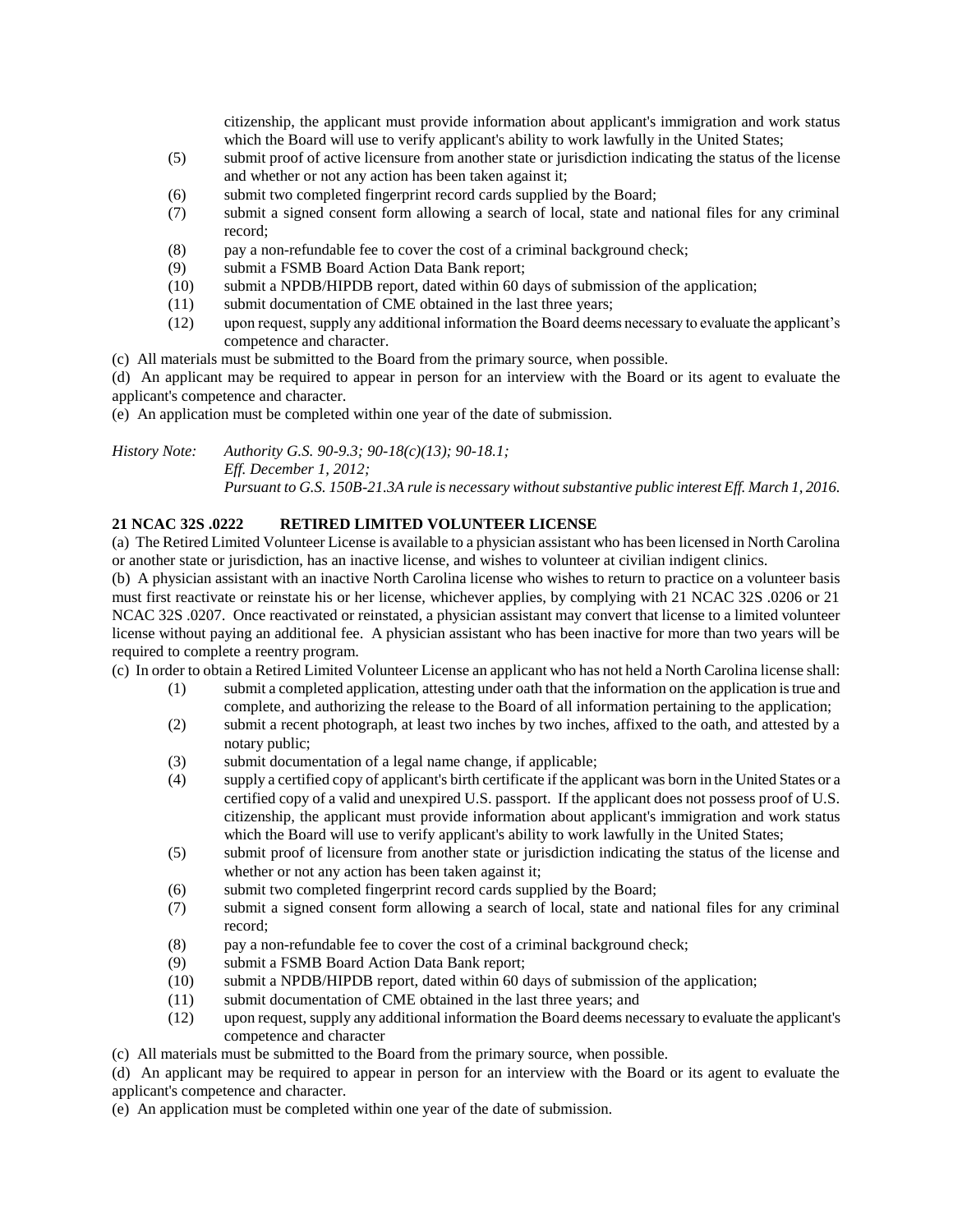citizenship, the applicant must provide information about applicant's immigration and work status which the Board will use to verify applicant's ability to work lawfully in the United States;

(5) submit proof of active licensure from another state or jurisdiction indicating the status of the license and whether or not any action has been taken against it;

(6) submit two completed fingerprint record cards supplied by the Board;

(7) submit a signed consent form allowing a search of local, state and national files for any criminal record;

(8) pay a non-refundable fee to cover the cost of a criminal background check;

(9) submit a FSMB Board Action Data Bank report;

(10) submit a NPDB/HIPDB report, dated within 60 days of submission of the application;

(11) submit documentation of CME obtained in the last three years;

(12) upon request, supply any additional information the Board deems necessary to evaluate the applicant's competence and character.

(c) All materials must be submitted to the Board from the primary source, when possible.

(d) An applicant may be required to appear in person for an interview with the Board or its agent to evaluate the applicant's competence and character.

(e) An application must be completed within one year of the date of submission.

*History Note: Authority G.S. 90-9.3; 90-18(c)(13); 90-18.1;*
*Eff. December 1, 2012;*
*Pursuant to G.S. 150B-21.3A rule is necessary without substantive public interest Eff. March 1, 2016.*

**21 NCAC 32S .0222 RETIRED LIMITED VOLUNTEER LICENSE**

(a) The Retired Limited Volunteer License is available to a physician assistant who has been licensed in North Carolina or another state or jurisdiction, has an inactive license, and wishes to volunteer at civilian indigent clinics.

(b) A physician assistant with an inactive North Carolina license who wishes to return to practice on a volunteer basis must first reactivate or reinstate his or her license, whichever applies, by complying with 21 NCAC 32S .0206 or 21 NCAC 32S .0207. Once reactivated or reinstated, a physician assistant may convert that license to a limited volunteer license without paying an additional fee. A physician assistant who has been inactive for more than two years will be required to complete a reentry program.

(c) In order to obtain a Retired Limited Volunteer License an applicant who has not held a North Carolina license shall:

(1) submit a completed application, attesting under oath that the information on the application is true and complete, and authorizing the release to the Board of all information pertaining to the application;

(2) submit a recent photograph, at least two inches by two inches, affixed to the oath, and attested by a notary public;

(3) submit documentation of a legal name change, if applicable;

(4) supply a certified copy of applicant's birth certificate if the applicant was born in the United States or a certified copy of a valid and unexpired U.S. passport. If the applicant does not possess proof of U.S. citizenship, the applicant must provide information about applicant's immigration and work status which the Board will use to verify applicant's ability to work lawfully in the United States;

(5) submit proof of licensure from another state or jurisdiction indicating the status of the license and whether or not any action has been taken against it;

(6) submit two completed fingerprint record cards supplied by the Board;

(7) submit a signed consent form allowing a search of local, state and national files for any criminal record;

(8) pay a non-refundable fee to cover the cost of a criminal background check;

(9) submit a FSMB Board Action Data Bank report;

(10) submit a NPDB/HIPDB report, dated within 60 days of submission of the application;

(11) submit documentation of CME obtained in the last three years; and

(12) upon request, supply any additional information the Board deems necessary to evaluate the applicant's competence and character

(c) All materials must be submitted to the Board from the primary source, when possible.

(d) An applicant may be required to appear in person for an interview with the Board or its agent to evaluate the applicant's competence and character.

(e) An application must be completed within one year of the date of submission.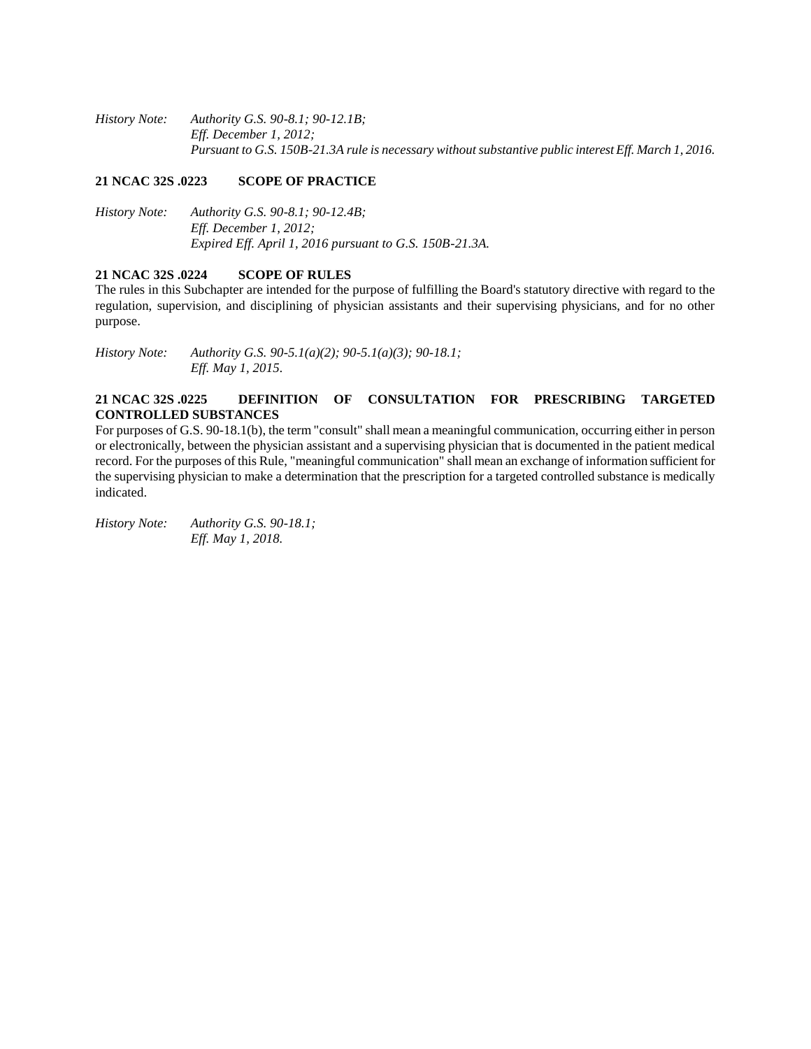*History Note: Authority G.S. 90-8.1; 90-12.1B;*
*Eff. December 1, 2012;*
*Pursuant to G.S. 150B-21.3A rule is necessary without substantive public interest Eff. March 1, 2016.*

**21 NCAC 32S .0223 SCOPE OF PRACTICE**

*History Note: Authority G.S. 90-8.1; 90-12.4B;*
*Eff. December 1, 2012;*
*Expired Eff. April 1, 2016 pursuant to G.S. 150B-21.3A.*

**21 NCAC 32S .0224 SCOPE OF RULES**

The rules in this Subchapter are intended for the purpose of fulfilling the Board's statutory directive with regard to the regulation, supervision, and disciplining of physician assistants and their supervising physicians, and for no other purpose.

*History Note: Authority G.S. 90-5.1(a)(2); 90-5.1(a)(3); 90-18.1;*
*Eff. May 1, 2015.*

**21 NCAC 32S .0225 DEFINITION OF CONSULTATION FOR PRESCRIBING TARGETED CONTROLLED SUBSTANCES**

For purposes of G.S. 90-18.1(b), the term "consult" shall mean a meaningful communication, occurring either in person or electronically, between the physician assistant and a supervising physician that is documented in the patient medical record. For the purposes of this Rule, "meaningful communication" shall mean an exchange of information sufficient for the supervising physician to make a determination that the prescription for a targeted controlled substance is medically indicated.

*History Note: Authority G.S. 90-18.1;*
*Eff. May 1, 2018.*